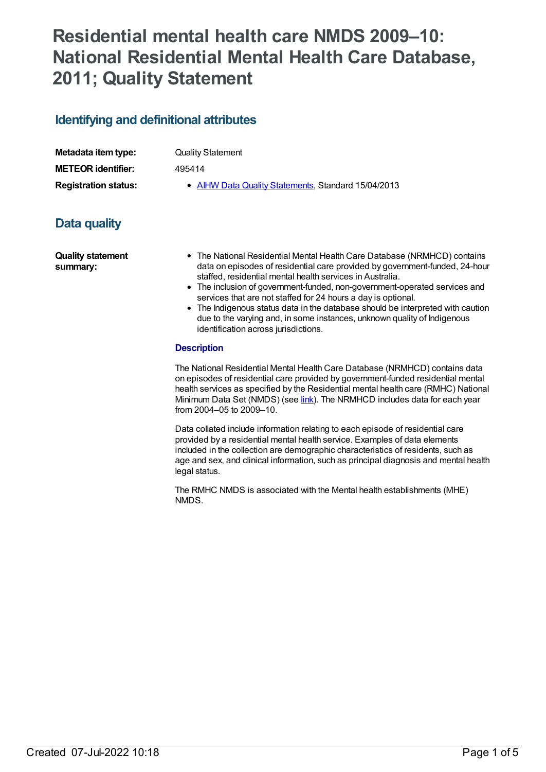# Residential mental health care NMDS 2009–10: National Residential Mental Health Care Database, 2011; Quality Statement

## Identifying and definitional attributes

**Metadata item type:** Quality Statement

**METEOR identifier:** 495414

**Registration status:**

- AIHW Data Quality Statements, Standard 15/04/2013

## Data quality

**Quality statement summary:**

- The National Residential Mental Health Care Database (NRMHCD) contains data on episodes of residential care provided by government-funded, 24-hour staffed, residential mental health services in Australia.
- The inclusion of government-funded, non-government-operated services and services that are not staffed for 24 hours a day is optional.
- The Indigenous status data in the database should be interpreted with caution due to the varying and, in some instances, unknown quality of Indigenous identification across jurisdictions.

### Description

The National Residential Mental Health Care Database (NRMHCD) contains data on episodes of residential care provided by government-funded residential mental health services as specified by the Residential mental health care (RMHC) National Minimum Data Set (NMDS) (see link). The NRMHCD includes data for each year from 2004–05 to 2009–10.

Data collated include information relating to each episode of residential care provided by a residential mental health service. Examples of data elements included in the collection are demographic characteristics of residents, such as age and sex, and clinical information, such as principal diagnosis and mental health legal status.

The RMHC NMDS is associated with the Mental health establishments (MHE) NMDS.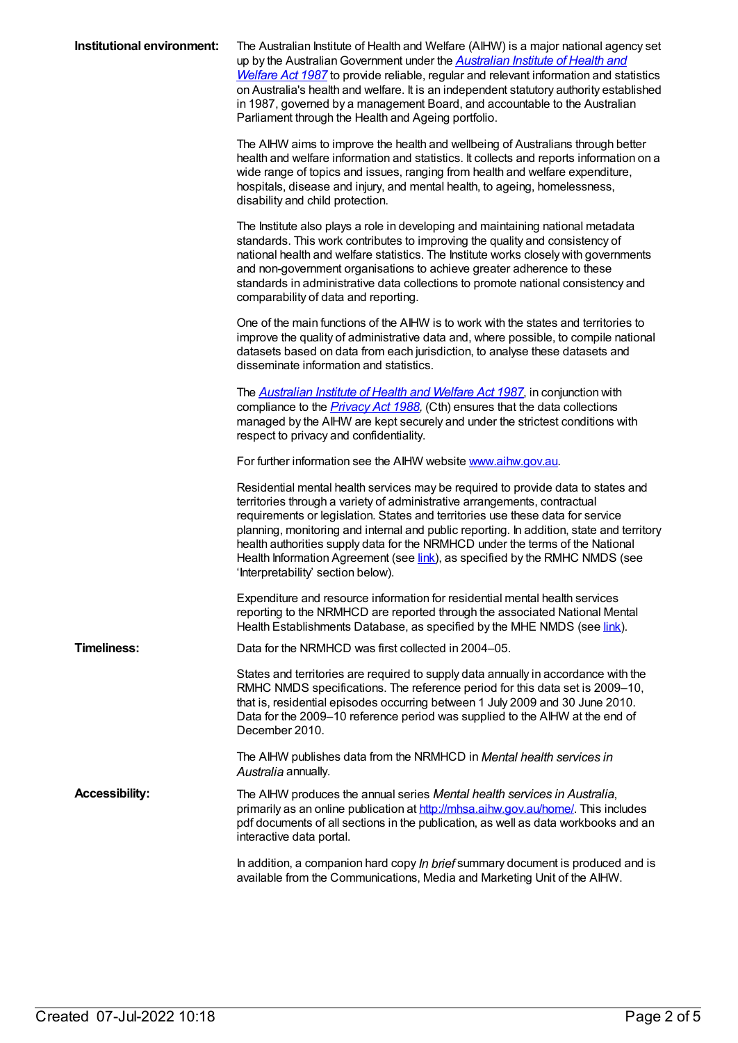**Institutional environment:**

The Australian Institute of Health and Welfare (AIHW) is a major national agency set up by the Australian Government under the *Australian Institute of Health and Welfare Act 1987* to provide reliable, regular and relevant information and statistics on Australia's health and welfare. It is an independent statutory authority established in 1987, governed by a management Board, and accountable to the Australian Parliament through the Health and Ageing portfolio.

The AIHW aims to improve the health and wellbeing of Australians through better health and welfare information and statistics. It collects and reports information on a wide range of topics and issues, ranging from health and welfare expenditure, hospitals, disease and injury, and mental health, to ageing, homelessness, disability and child protection.

The Institute also plays a role in developing and maintaining national metadata standards. This work contributes to improving the quality and consistency of national health and welfare statistics. The Institute works closely with governments and non-government organisations to achieve greater adherence to these standards in administrative data collections to promote national consistency and comparability of data and reporting.

One of the main functions of the AIHW is to work with the states and territories to improve the quality of administrative data and, where possible, to compile national datasets based on data from each jurisdiction, to analyse these datasets and disseminate information and statistics.

The *Australian Institute of Health and Welfare Act 1987*, in conjunction with compliance to the *Privacy Act 1988*, (Cth) ensures that the data collections managed by the AIHW are kept securely and under the strictest conditions with respect to privacy and confidentiality.

For further information see the AIHW website www.aihw.gov.au.

Residential mental health services may be required to provide data to states and territories through a variety of administrative arrangements, contractual requirements or legislation. States and territories use these data for service planning, monitoring and internal and public reporting. In addition, state and territory health authorities supply data for the NRMHCD under the terms of the National Health Information Agreement (see link), as specified by the RMHC NMDS (see 'Interpretability' section below).

Expenditure and resource information for residential mental health services reporting to the NRMHCD are reported through the associated National Mental Health Establishments Database, as specified by the MHE NMDS (see link).

**Timeliness:**

Data for the NRMHCD was first collected in 2004–05.

States and territories are required to supply data annually in accordance with the RMHC NMDS specifications. The reference period for this data set is 2009–10, that is, residential episodes occurring between 1 July 2009 and 30 June 2010. Data for the 2009–10 reference period was supplied to the AIHW at the end of December 2010.

The AIHW publishes data from the NRMHCD in *Mental health services in Australia* annually.

**Accessibility:**

The AIHW produces the annual series *Mental health services in Australia*, primarily as an online publication at http://mhsa.aihw.gov.au/home/. This includes pdf documents of all sections in the publication, as well as data workbooks and an interactive data portal.

In addition, a companion hard copy *In brief* summary document is produced and is available from the Communications, Media and Marketing Unit of the AIHW.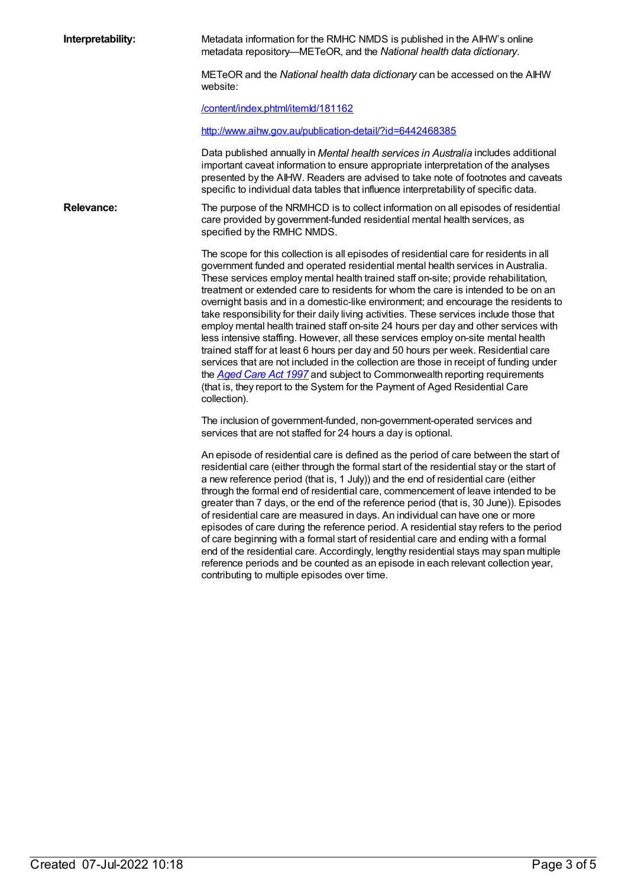**Interpretability:**

Metadata information for the RMHC NMDS is published in the AIHW's online metadata repository—METeOR, and the *National health data dictionary*.

METeOR and the *National health data dictionary* can be accessed on the AIHW website:

[/content/index.phtml/itemId/181162](/content/index.phtml/itemId/181162)

[http://www.aihw.gov.au/publication-detail/?id=6442468385](http://www.aihw.gov.au/publication-detail/?id=6442468385)

Data published annually in *Mental health services in Australia* includes additional important caveat information to ensure appropriate interpretation of the analyses presented by the AIHW. Readers are advised to take note of footnotes and caveats specific to individual data tables that influence interpretability of specific data.

**Relevance:**

The purpose of the NRMHCD is to collect information on all episodes of residential care provided by government-funded residential mental health services, as specified by the RMHC NMDS.

The scope for this collection is all episodes of residential care for residents in all government funded and operated residential mental health services in Australia. These services employ mental health trained staff on-site; provide rehabilitation, treatment or extended care to residents for whom the care is intended to be on an overnight basis and in a domestic-like environment; and encourage the residents to take responsibility for their daily living activities. These services include those that employ mental health trained staff on-site 24 hours per day and other services with less intensive staffing. However, all these services employ on-site mental health trained staff for at least 6 hours per day and 50 hours per week. Residential care services that are not included in the collection are those in receipt of funding under the *Aged Care Act 1997* and subject to Commonwealth reporting requirements (that is, they report to the System for the Payment of Aged Residential Care collection).

The inclusion of government-funded, non-government-operated services and services that are not staffed for 24 hours a day is optional.

An episode of residential care is defined as the period of care between the start of residential care (either through the formal start of the residential stay or the start of a new reference period (that is, 1 July)) and the end of residential care (either through the formal end of residential care, commencement of leave intended to be greater than 7 days, or the end of the reference period (that is, 30 June)). Episodes of residential care are measured in days. An individual can have one or more episodes of care during the reference period. A residential stay refers to the period of care beginning with a formal start of residential care and ending with a formal end of the residential care. Accordingly, lengthy residential stays may span multiple reference periods and be counted as an episode in each relevant collection year, contributing to multiple episodes over time.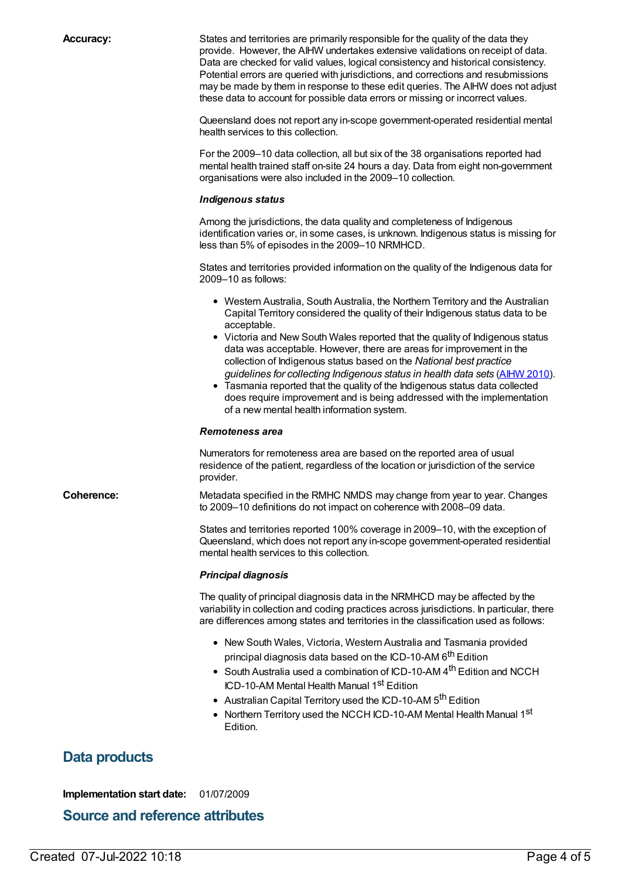**Accuracy:**

States and territories are primarily responsible for the quality of the data they provide. However, the AIHW undertakes extensive validations on receipt of data. Data are checked for valid values, logical consistency and historical consistency. Potential errors are queried with jurisdictions, and corrections and resubmissions may be made by them in response to these edit queries. The AIHW does not adjust these data to account for possible data errors or missing or incorrect values.

Queensland does not report any in-scope government-operated residential mental health services to this collection.

For the 2009–10 data collection, all but six of the 38 organisations reported had mental health trained staff on-site 24 hours a day. Data from eight non-government organisations were also included in the 2009–10 collection.

***Indigenous status***

Among the jurisdictions, the data quality and completeness of Indigenous identification varies or, in some cases, is unknown. Indigenous status is missing for less than 5% of episodes in the 2009–10 NRMHCD.

States and territories provided information on the quality of the Indigenous data for 2009–10 as follows:

- Western Australia, South Australia, the Northern Territory and the Australian Capital Territory considered the quality of their Indigenous status data to be acceptable.
- Victoria and New South Wales reported that the quality of Indigenous status data was acceptable. However, there are areas for improvement in the collection of Indigenous status based on the *National best practice guidelines for collecting Indigenous status in health data sets* (AIHW 2010).
- Tasmania reported that the quality of the Indigenous status data collected does require improvement and is being addressed with the implementation of a new mental health information system.

***Remoteness area***

Numerators for remoteness area are based on the reported area of usual residence of the patient, regardless of the location or jurisdiction of the service provider.

**Coherence:**

Metadata specified in the RMHC NMDS may change from year to year. Changes to 2009–10 definitions do not impact on coherence with 2008–09 data.

States and territories reported 100% coverage in 2009–10, with the exception of Queensland, which does not report any in-scope government-operated residential mental health services to this collection.

***Principal diagnosis***

The quality of principal diagnosis data in the NRMHCD may be affected by the variability in collection and coding practices across jurisdictions. In particular, there are differences among states and territories in the classification used as follows:

- New South Wales, Victoria, Western Australia and Tasmania provided principal diagnosis data based on the ICD-10-AM 6th Edition
- South Australia used a combination of ICD-10-AM 4th Edition and NCCH ICD-10-AM Mental Health Manual 1st Edition
- Australian Capital Territory used the ICD-10-AM 5th Edition
- Northern Territory used the NCCH ICD-10-AM Mental Health Manual 1st Edition.

## Data products

**Implementation start date:** 01/07/2009

## Source and reference attributes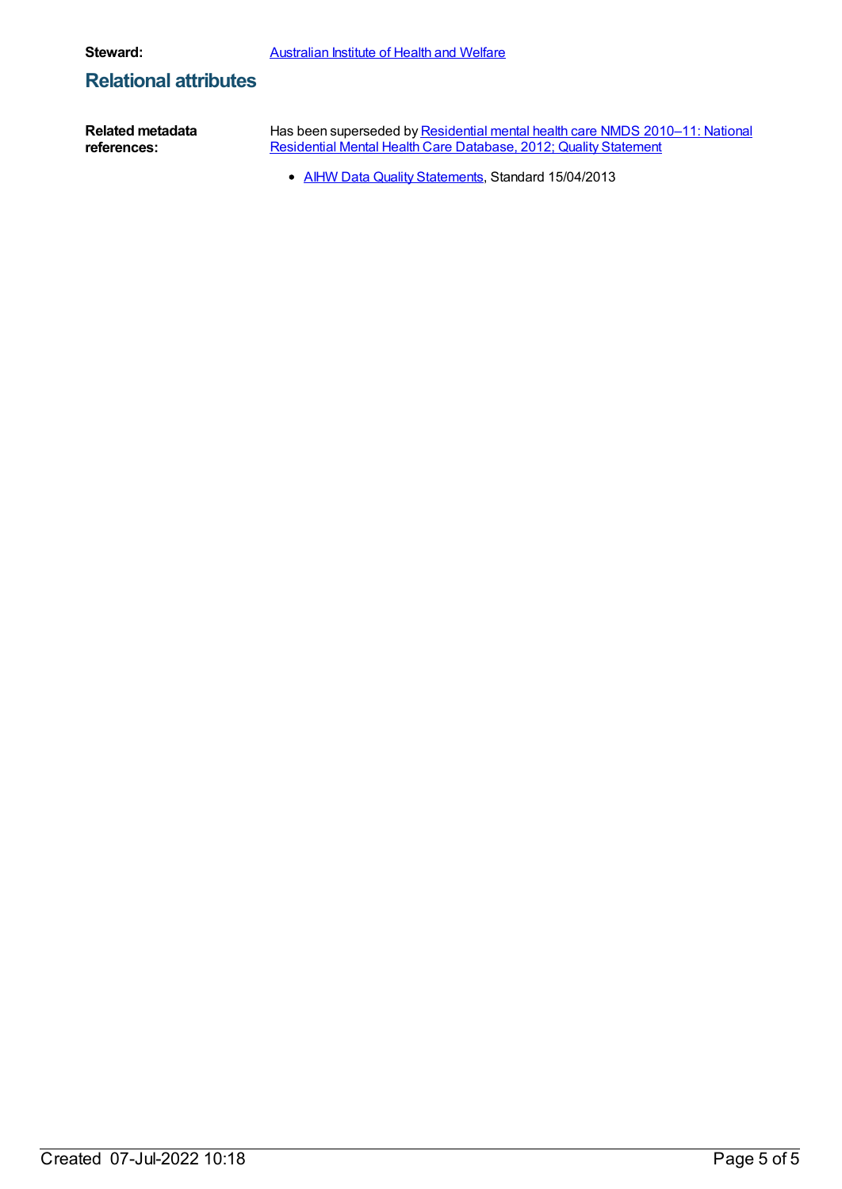**Steward:** Australian Institute of Health and Welfare

## Relational attributes

**Related metadata references:**

Has been superseded by Residential mental health care NMDS 2010–11: National Residential Mental Health Care Database, 2012; Quality Statement

- AIHW Data Quality Statements, Standard 15/04/2013